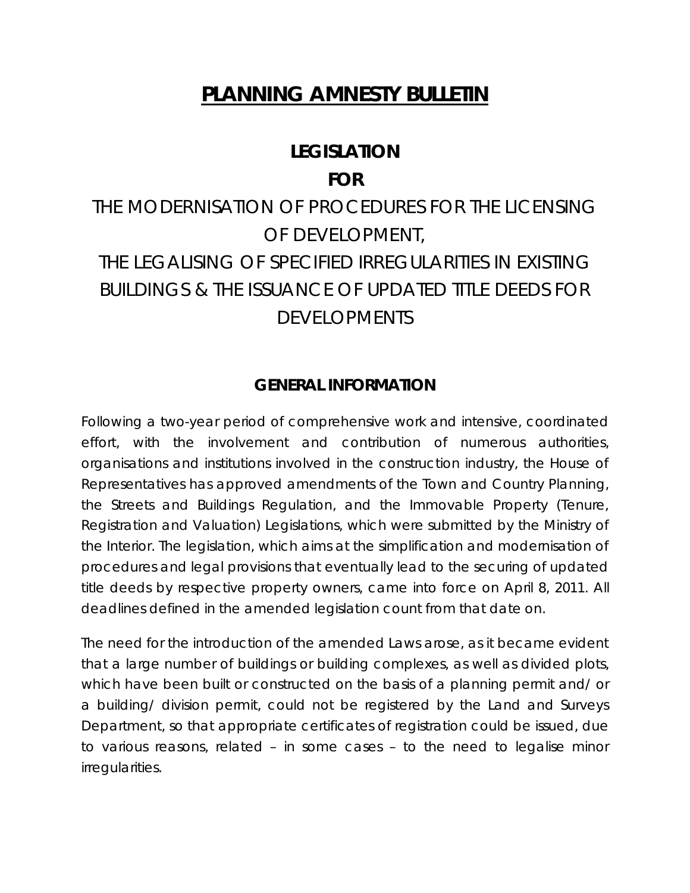# PLANNING AMNESTY BULLETIN

## LEGISLATION

## FOR

## THE MODERNISATION OF PROCEDURES FOR THE LICENSING OF DEVELOPMENT, THE LEGALISING OF SPECIFIED IRREGULARITIES IN EXISTING BUILDINGS & THE ISSUANCE OF UPDATED TITLE DEEDS FOR DEVELOPMENTS

### GENERAL INFORMATION

Following a two-year period of comprehensive work and intensive, coordinated effort, with the involvement and contribution of numerous authorities, organisations and institutions involved in the construction industry, the House of Representatives has approved amendments of the Town and Country Planning, the Streets and Buildings Regulation, and the Immovable Property (Tenure, Registration and Valuation) Legislations, which were submitted by the Ministry of the Interior. The legislation, which aims at the simplification and modernisation of procedures and legal provisions that eventually lead to the securing of updated title deeds by respective property owners, came into force on April 8, 2011. All deadlines defined in the amended legislation count from that date on.

The need for the introduction of the amended Laws arose, as it became evident that a large number of buildings or building complexes, as well as divided plots, which have been built or constructed on the basis of a planning permit and/ or a building/ division permit, could not be registered by the Land and Surveys Department, so that appropriate certificates of registration could be issued, due to various reasons, related – in some cases – to the need to legalise minor irregularities.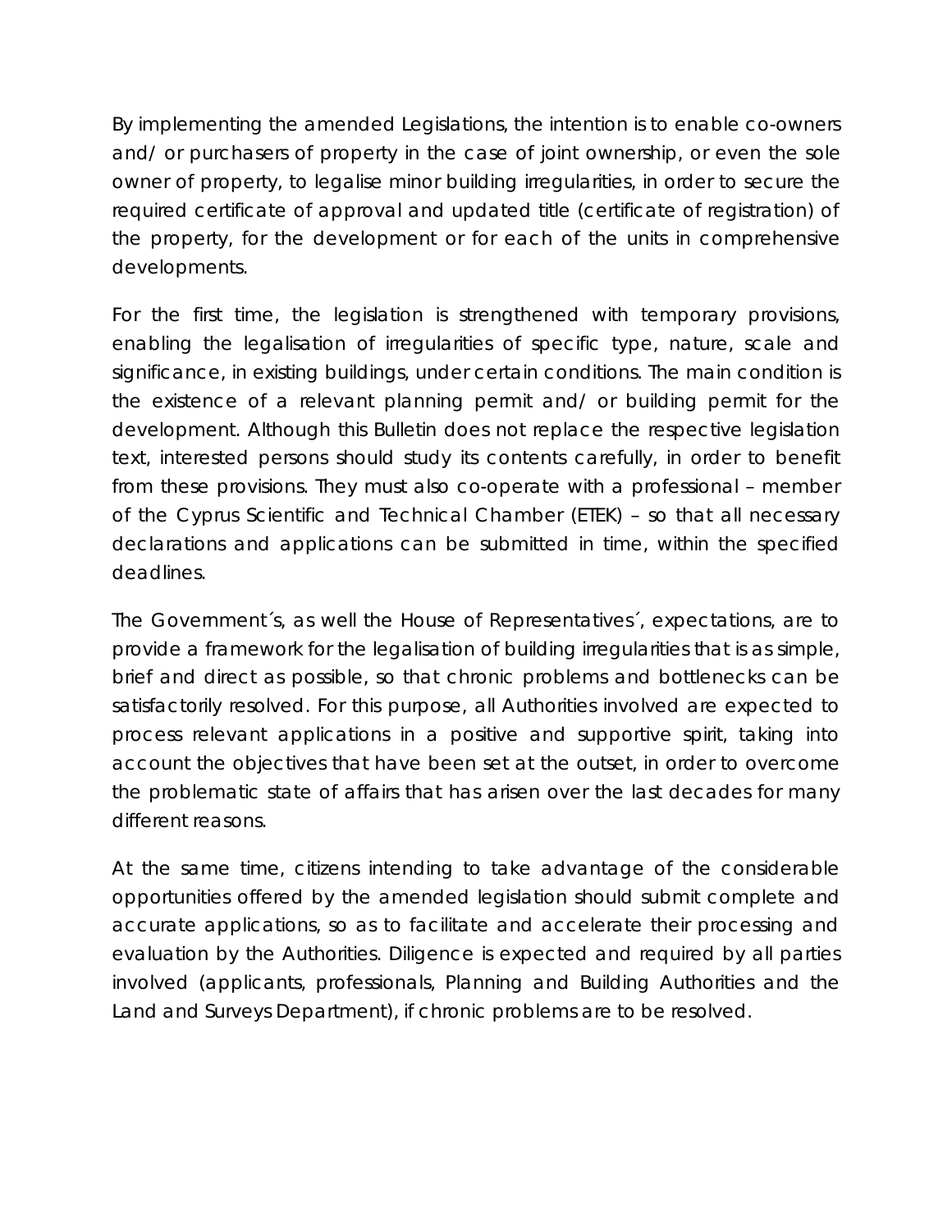By implementing the amended Legislations, the intention is to enable co-owners and/ or purchasers of property in the case of joint ownership, or even the sole owner of property, to legalise minor building irregularities, in order to secure the required certificate of approval and updated title (certificate of registration) of the property, for the development or for each of the units in comprehensive developments.

For the first time, the legislation is strengthened with temporary provisions, enabling the legalisation of irregularities of specific type, nature, scale and significance, in existing buildings, under certain conditions. The main condition is the existence of a relevant planning permit and/ or building permit for the development. Although this Bulletin does not replace the respective legislation text, interested persons should study its contents carefully, in order to benefit from these provisions. They must also co-operate with a professional – member of the Cyprus Scientific and Technical Chamber (ETEK) – so that all necessary declarations and applications can be submitted in time, within the specified deadlines.

The Government´s, as well the House of Representatives´, expectations, are to provide a framework for the legalisation of building irregularities that is as simple, brief and direct as possible, so that chronic problems and bottlenecks can be satisfactorily resolved. For this purpose, all Authorities involved are expected to process relevant applications in a positive and supportive spirit, taking into account the objectives that have been set at the outset, in order to overcome the problematic state of affairs that has arisen over the last decades for many different reasons.

At the same time, citizens intending to take advantage of the considerable opportunities offered by the amended legislation should submit complete and accurate applications, so as to facilitate and accelerate their processing and evaluation by the Authorities. Diligence is expected and required by all parties involved (applicants, professionals, Planning and Building Authorities and the Land and Surveys Department), if chronic problems are to be resolved.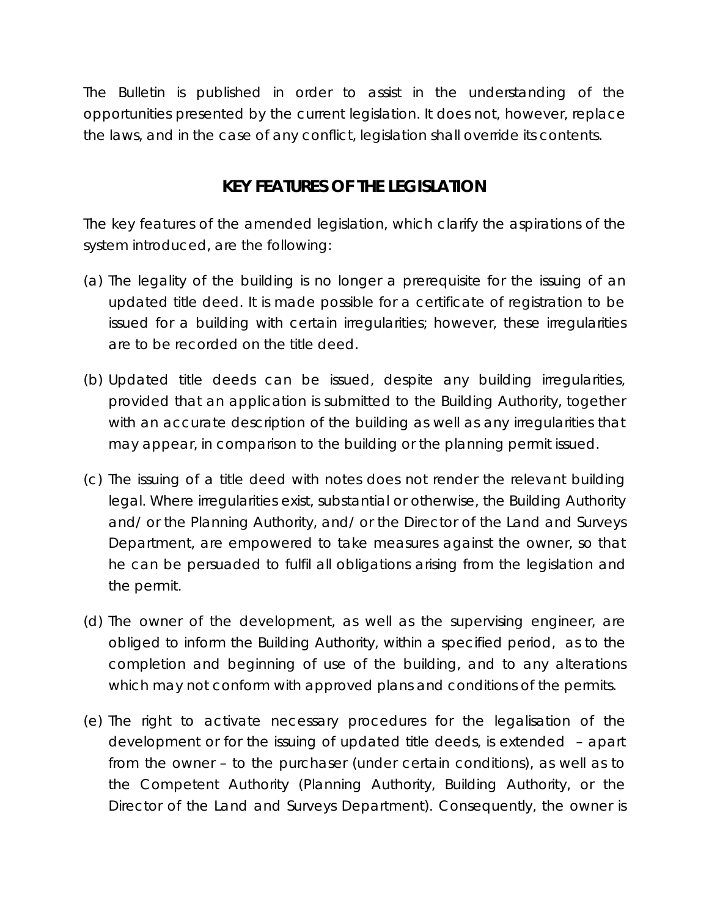The Bulletin is published in order to assist in the understanding of the opportunities presented by the current legislation. It does not, however, replace the laws, and in the case of any conflict, legislation shall override its contents.

## KEY FEATURES OF THE LEGISLATION

The key features of the amended legislation, which clarify the aspirations of the system introduced, are the following:

(a) The legality of the building is no longer a prerequisite for the issuing of an updated title deed. It is made possible for a certificate of registration to be issued for a building with certain irregularities; however, these irregularities are to be recorded on the title deed.

(b) Updated title deeds can be issued, despite any building irregularities, provided that an application is submitted to the Building Authority, together with an accurate description of the building as well as any irregularities that may appear, in comparison to the building or the planning permit issued.

(c) The issuing of a title deed with notes does not render the relevant building legal. Where irregularities exist, substantial or otherwise, the Building Authority and/ or the Planning Authority, and/ or the Director of the Land and Surveys Department, are empowered to take measures against the owner, so that he can be persuaded to fulfil all obligations arising from the legislation and the permit.

(d) The owner of the development, as well as the supervising engineer, are obliged to inform the Building Authority, within a specified period, as to the completion and beginning of use of the building, and to any alterations which may not conform with approved plans and conditions of the permits.

(e) The right to activate necessary procedures for the legalisation of the development or for the issuing of updated title deeds, is extended – apart from the owner – to the purchaser (under certain conditions), as well as to the Competent Authority (Planning Authority, Building Authority, or the Director of the Land and Surveys Department). Consequently, the owner is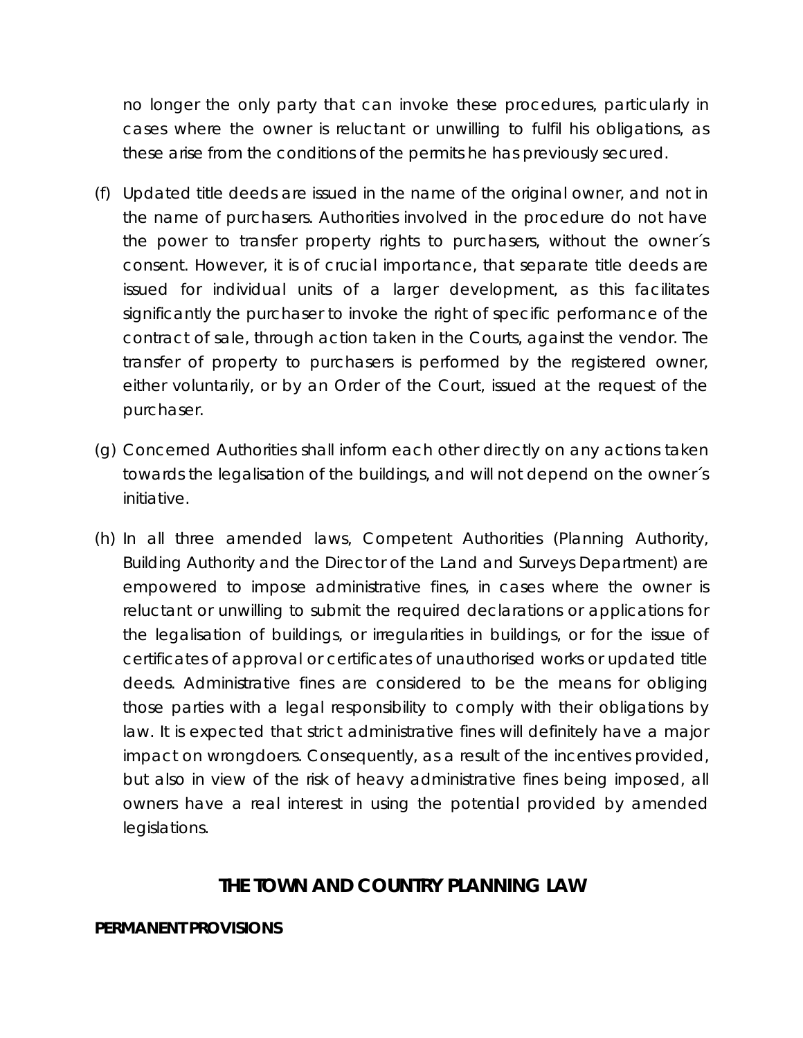no longer the only party that can invoke these procedures, particularly in cases where the owner is reluctant or unwilling to fulfil his obligations, as these arise from the conditions of the permits he has previously secured.

(f) Updated title deeds are issued in the name of the original owner, and not in the name of purchasers. Authorities involved in the procedure do not have the power to transfer property rights to purchasers, without the owner´s consent. However, it is of crucial importance, that separate title deeds are issued for individual units of a larger development, as this facilitates significantly the purchaser to invoke the right of specific performance of the contract of sale, through action taken in the Courts, against the vendor. The transfer of property to purchasers is performed by the registered owner, either voluntarily, or by an Order of the Court, issued at the request of the purchaser.

(g) Concerned Authorities shall inform each other directly on any actions taken towards the legalisation of the buildings, and will not depend on the owner´s initiative.

(h) In all three amended laws, Competent Authorities (Planning Authority, Building Authority and the Director of the Land and Surveys Department) are empowered to impose administrative fines, in cases where the owner is reluctant or unwilling to submit the required declarations or applications for the legalisation of buildings, or irregularities in buildings, or for the issue of certificates of approval or certificates of unauthorised works or updated title deeds. Administrative fines are considered to be the means for obliging those parties with a legal responsibility to comply with their obligations by law. It is expected that strict administrative fines will definitely have a major impact on wrongdoers. Consequently, as a result of the incentives provided, but also in view of the risk of heavy administrative fines being imposed, all owners have a real interest in using the potential provided by amended legislations.

## THE TOWN AND COUNTRY PLANNING LAW

**PERMANENT PROVISIONS**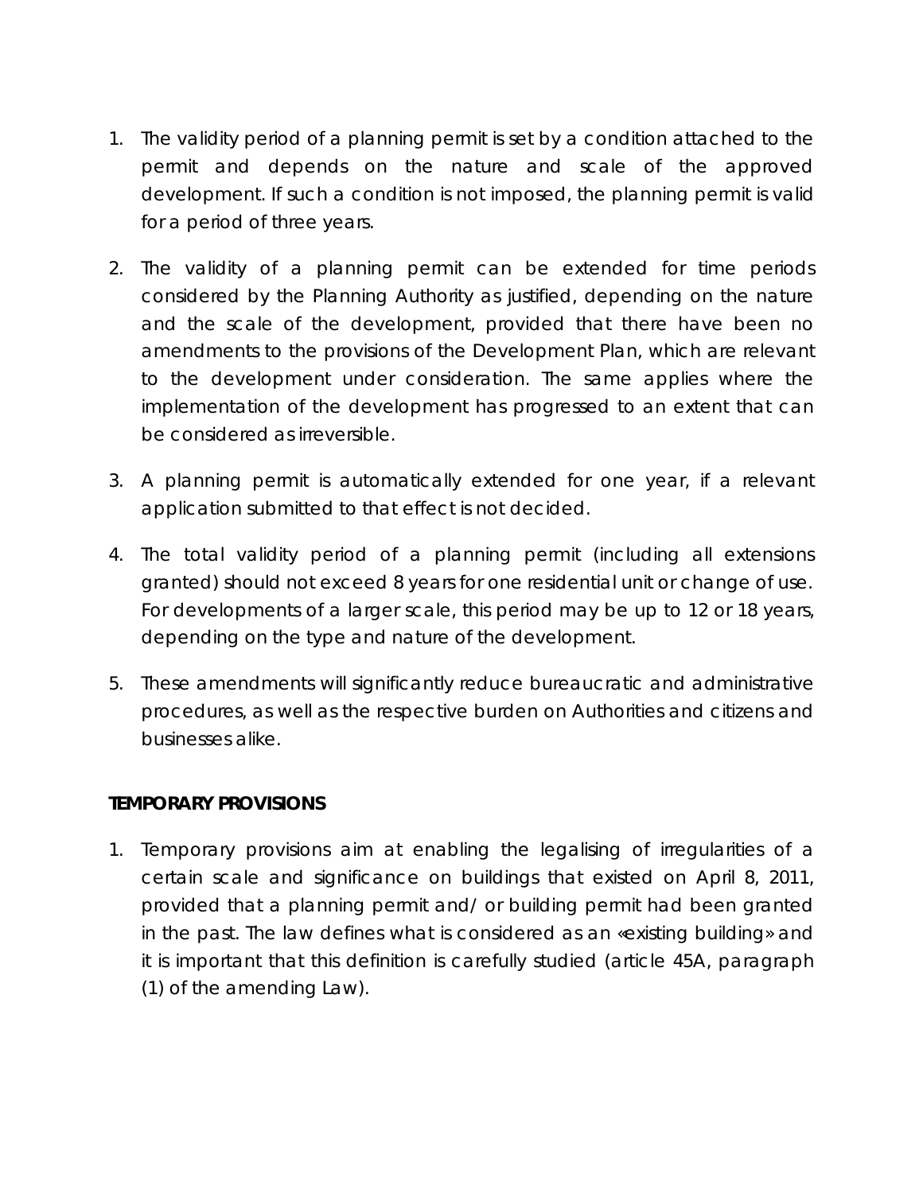1. The validity period of a planning permit is set by a condition attached to the permit and depends on the nature and scale of the approved development. If such a condition is not imposed, the planning permit is valid for a period of three years.

2. The validity of a planning permit can be extended for time periods considered by the Planning Authority as justified, depending on the nature and the scale of the development, provided that there have been no amendments to the provisions of the Development Plan, which are relevant to the development under consideration. The same applies where the implementation of the development has progressed to an extent that can be considered as irreversible.

3. A planning permit is automatically extended for one year, if a relevant application submitted to that effect is not decided.

4. The total validity period of a planning permit (including all extensions granted) should not exceed 8 years for one residential unit or change of use. For developments of a larger scale, this period may be up to 12 or 18 years, depending on the type and nature of the development.

5. These amendments will significantly reduce bureaucratic and administrative procedures, as well as the respective burden on Authorities and citizens and businesses alike.

**TEMPORARY PROVISIONS**

1. Temporary provisions aim at enabling the legalising of irregularities of a certain scale and significance on buildings that existed on April 8, 2011, provided that a planning permit and/ or building permit had been granted in the past. The law defines what is considered as an «existing building» and it is important that this definition is carefully studied (article 45A, paragraph (1) of the amending Law).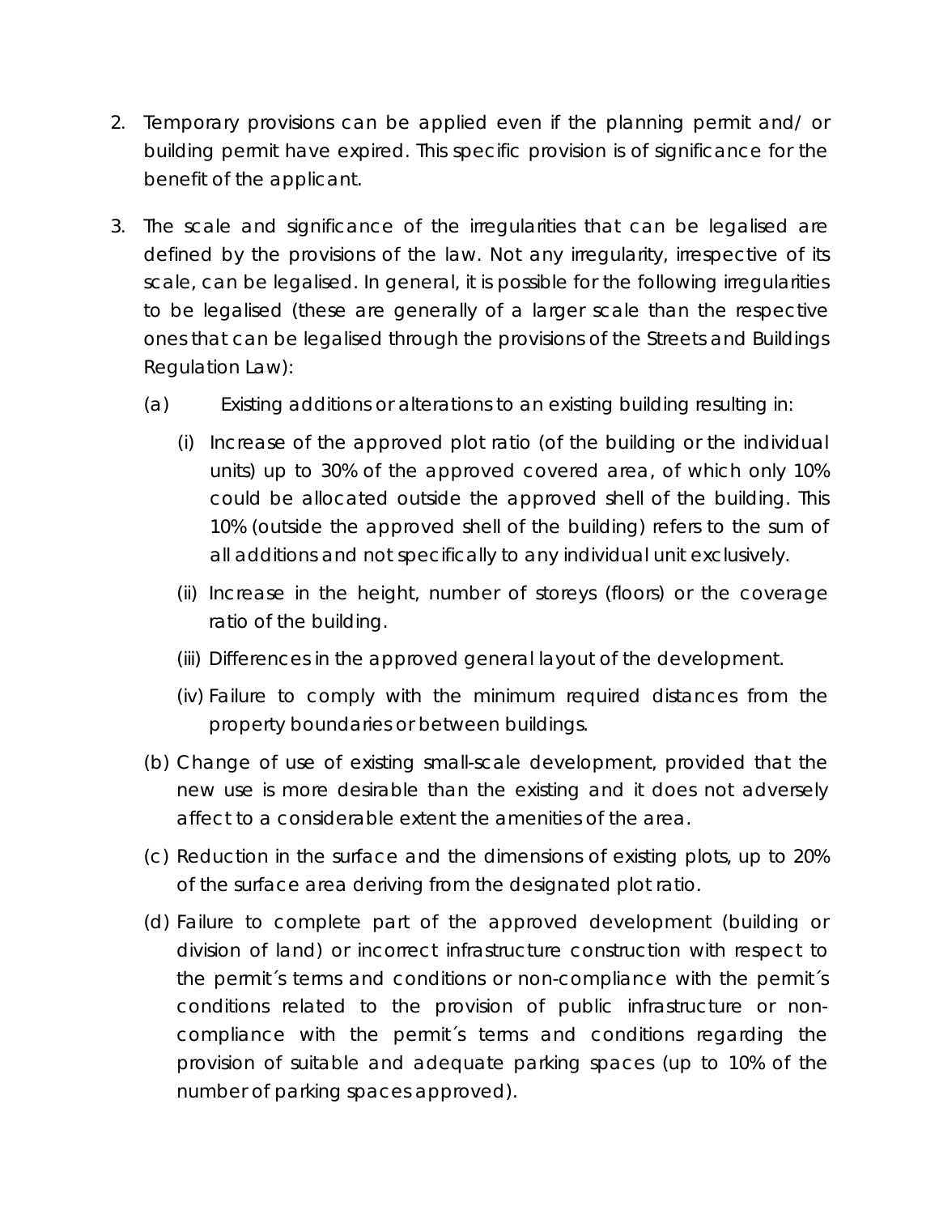2. Temporary provisions can be applied even if the planning permit and/ or building permit have expired. This specific provision is of significance for the benefit of the applicant.

3. The scale and significance of the irregularities that can be legalised are defined by the provisions of the law. Not any irregularity, irrespective of its scale, can be legalised. In general, it is possible for the following irregularities to be legalised (these are generally of a larger scale than the respective ones that can be legalised through the provisions of the Streets and Buildings Regulation Law):

   (a) Existing additions or alterations to an existing building resulting in:

      (i) Increase of the approved plot ratio (of the building or the individual units) up to 30% of the approved covered area, of which only 10% could be allocated outside the approved shell of the building. This 10% (outside the approved shell of the building) refers to the sum of all additions and not specifically to any individual unit exclusively.

      (ii) Increase in the height, number of storeys (floors) or the coverage ratio of the building.

      (iii) Differences in the approved general layout of the development.

      (iv) Failure to comply with the minimum required distances from the property boundaries or between buildings.

   (b) Change of use of existing small-scale development, provided that the new use is more desirable than the existing and it does not adversely affect to a considerable extent the amenities of the area.

   (c) Reduction in the surface and the dimensions of existing plots, up to 20% of the surface area deriving from the designated plot ratio.

   (d) Failure to complete part of the approved development (building or division of land) or incorrect infrastructure construction with respect to the permit´s terms and conditions or non-compliance with the permit´s conditions related to the provision of public infrastructure or non-compliance with the permit´s terms and conditions regarding the provision of suitable and adequate parking spaces (up to 10% of the number of parking spaces approved).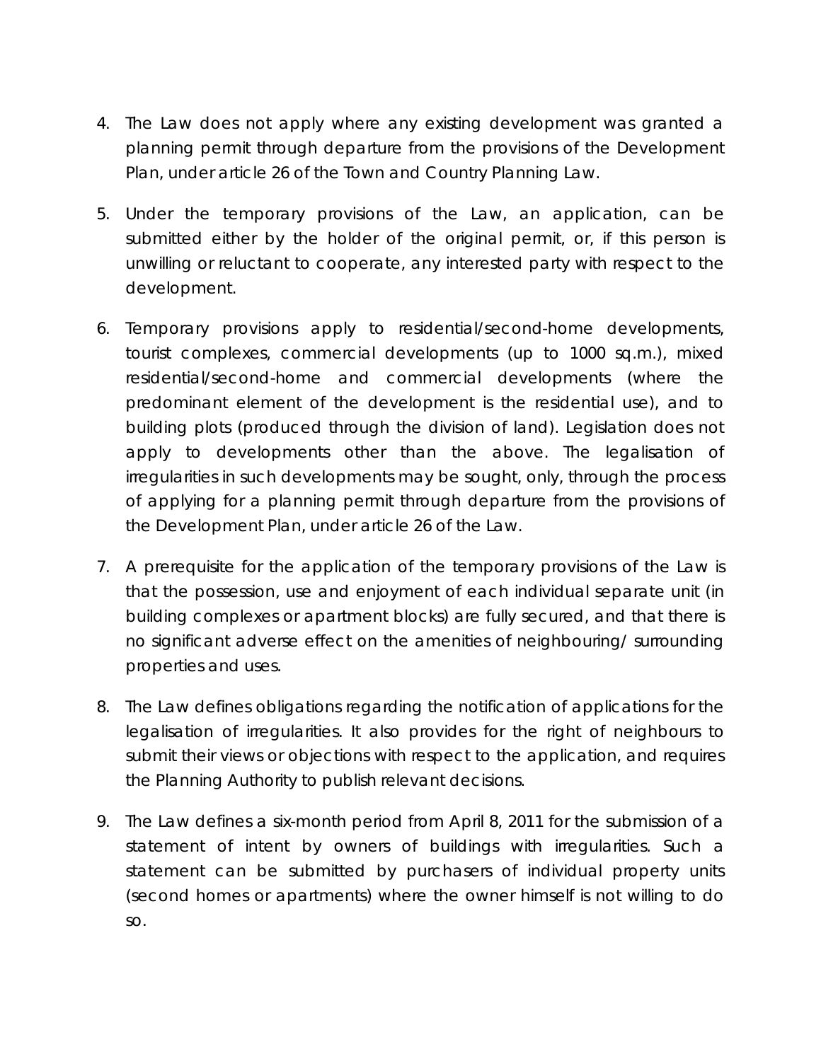4. The Law does not apply where any existing development was granted a planning permit through departure from the provisions of the Development Plan, under article 26 of the Town and Country Planning Law.

5. Under the temporary provisions of the Law, an application, can be submitted either by the holder of the original permit, or, if this person is unwilling or reluctant to cooperate, any interested party with respect to the development.

6. Temporary provisions apply to residential/second-home developments, tourist complexes, commercial developments (up to 1000 sq.m.), mixed residential/second-home and commercial developments (where the predominant element of the development is the residential use), and to building plots (produced through the division of land). Legislation does not apply to developments other than the above. The legalisation of irregularities in such developments may be sought, only, through the process of applying for a planning permit through departure from the provisions of the Development Plan, under article 26 of the Law.

7. A prerequisite for the application of the temporary provisions of the Law is that the possession, use and enjoyment of each individual separate unit (in building complexes or apartment blocks) are fully secured, and that there is no significant adverse effect on the amenities of neighbouring/ surrounding properties and uses.

8. The Law defines obligations regarding the notification of applications for the legalisation of irregularities. It also provides for the right of neighbours to submit their views or objections with respect to the application, and requires the Planning Authority to publish relevant decisions.

9. The Law defines a six-month period from April 8, 2011 for the submission of a statement of intent by owners of buildings with irregularities. Such a statement can be submitted by purchasers of individual property units (second homes or apartments) where the owner himself is not willing to do so.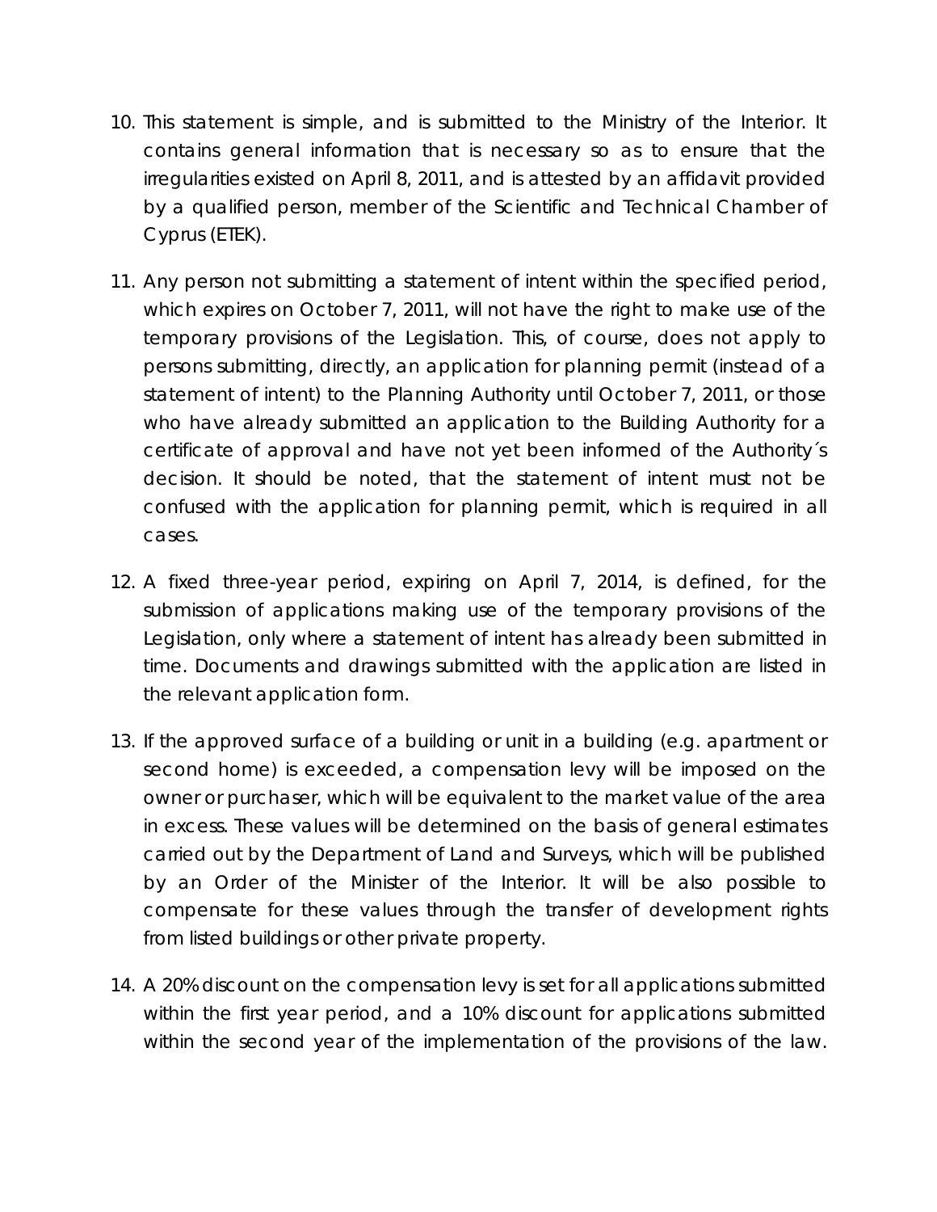10. This statement is simple, and is submitted to the Ministry of the Interior. It contains general information that is necessary so as to ensure that the irregularities existed on April 8, 2011, and is attested by an affidavit provided by a qualified person, member of the Scientific and Technical Chamber of Cyprus (ETEK).

11. Any person not submitting a statement of intent within the specified period, which expires on October 7, 2011, will not have the right to make use of the temporary provisions of the Legislation. This, of course, does not apply to persons submitting, directly, an application for planning permit (instead of a statement of intent) to the Planning Authority until October 7, 2011, or those who have already submitted an application to the Building Authority for a certificate of approval and have not yet been informed of the Authority´s decision. It should be noted, that the statement of intent must not be confused with the application for planning permit, which is required in all cases.

12. A fixed three-year period, expiring on April 7, 2014, is defined, for the submission of applications making use of the temporary provisions of the Legislation, only where a statement of intent has already been submitted in time. Documents and drawings submitted with the application are listed in the relevant application form.

13. If the approved surface of a building or unit in a building (e.g. apartment or second home) is exceeded, a compensation levy will be imposed on the owner or purchaser, which will be equivalent to the market value of the area in excess. These values will be determined on the basis of general estimates carried out by the Department of Land and Surveys, which will be published by an Order of the Minister of the Interior. It will be also possible to compensate for these values through the transfer of development rights from listed buildings or other private property.

14. A 20% discount on the compensation levy is set for all applications submitted within the first year period, and a 10% discount for applications submitted within the second year of the implementation of the provisions of the law.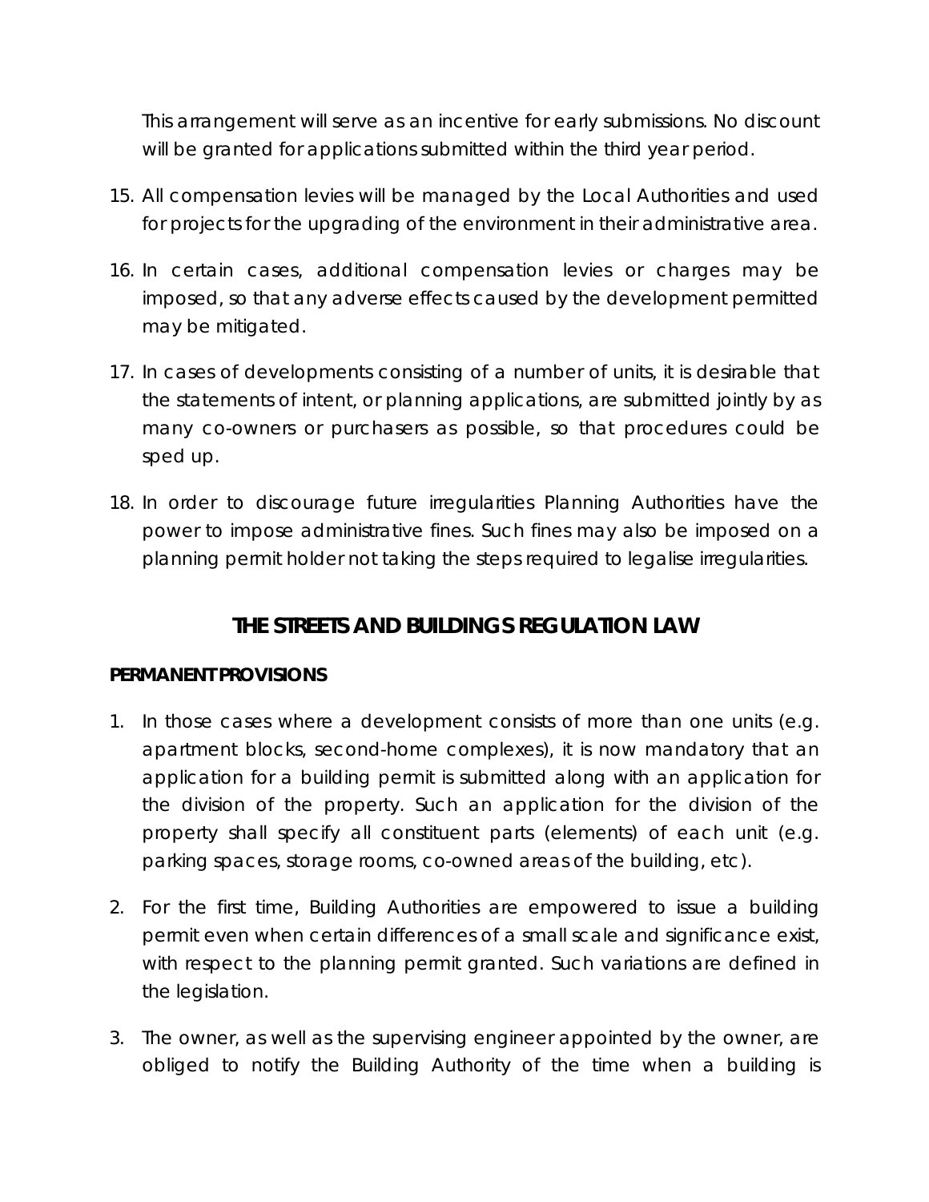This arrangement will serve as an incentive for early submissions. No discount will be granted for applications submitted within the third year period.

15. All compensation levies will be managed by the Local Authorities and used for projects for the upgrading of the environment in their administrative area.

16. In certain cases, additional compensation levies or charges may be imposed, so that any adverse effects caused by the development permitted may be mitigated.

17. In cases of developments consisting of a number of units, it is desirable that the statements of intent, or planning applications, are submitted jointly by as many co-owners or purchasers as possible, so that procedures could be sped up.

18. In order to discourage future irregularities Planning Authorities have the power to impose administrative fines. Such fines may also be imposed on a planning permit holder not taking the steps required to legalise irregularities.

## THE STREETS AND BUILDINGS REGULATION LAW

**PERMANENT PROVISIONS**

1. In those cases where a development consists of more than one units (e.g. apartment blocks, second-home complexes), it is now mandatory that an application for a building permit is submitted along with an application for the division of the property. Such an application for the division of the property shall specify all constituent parts (elements) of each unit (e.g. parking spaces, storage rooms, co-owned areas of the building, etc).

2. For the first time, Building Authorities are empowered to issue a building permit even when certain differences of a small scale and significance exist, with respect to the planning permit granted. Such variations are defined in the legislation.

3. The owner, as well as the supervising engineer appointed by the owner, are obliged to notify the Building Authority of the time when a building is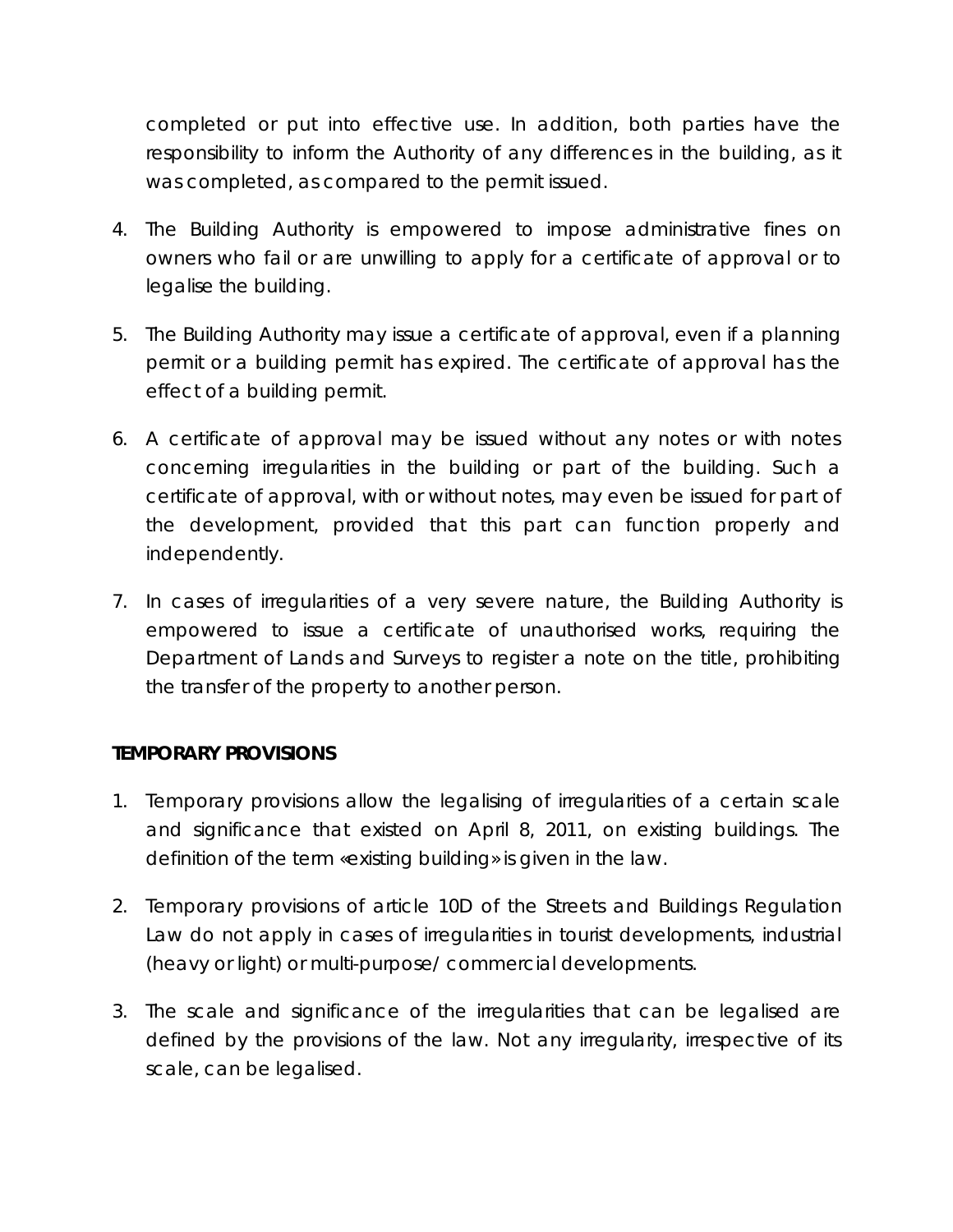completed or put into effective use. In addition, both parties have the responsibility to inform the Authority of any differences in the building, as it was completed, as compared to the permit issued.

4. The Building Authority is empowered to impose administrative fines on owners who fail or are unwilling to apply for a certificate of approval or to legalise the building.

5. The Building Authority may issue a certificate of approval, even if a planning permit or a building permit has expired. The certificate of approval has the effect of a building permit.

6. A certificate of approval may be issued without any notes or with notes concerning irregularities in the building or part of the building. Such a certificate of approval, with or without notes, may even be issued for part of the development, provided that this part can function properly and independently.

7. In cases of irregularities of a very severe nature, the Building Authority is empowered to issue a certificate of unauthorised works, requiring the Department of Lands and Surveys to register a note on the title, prohibiting the transfer of the property to another person.

**TEMPORARY PROVISIONS**

1. Temporary provisions allow the legalising of irregularities of a certain scale and significance that existed on April 8, 2011, on existing buildings. The definition of the term «existing building» is given in the law.

2. Temporary provisions of article 10D of the Streets and Buildings Regulation Law do not apply in cases of irregularities in tourist developments, industrial (heavy or light) or multi-purpose/ commercial developments.

3. The scale and significance of the irregularities that can be legalised are defined by the provisions of the law. Not any irregularity, irrespective of its scale, can be legalised.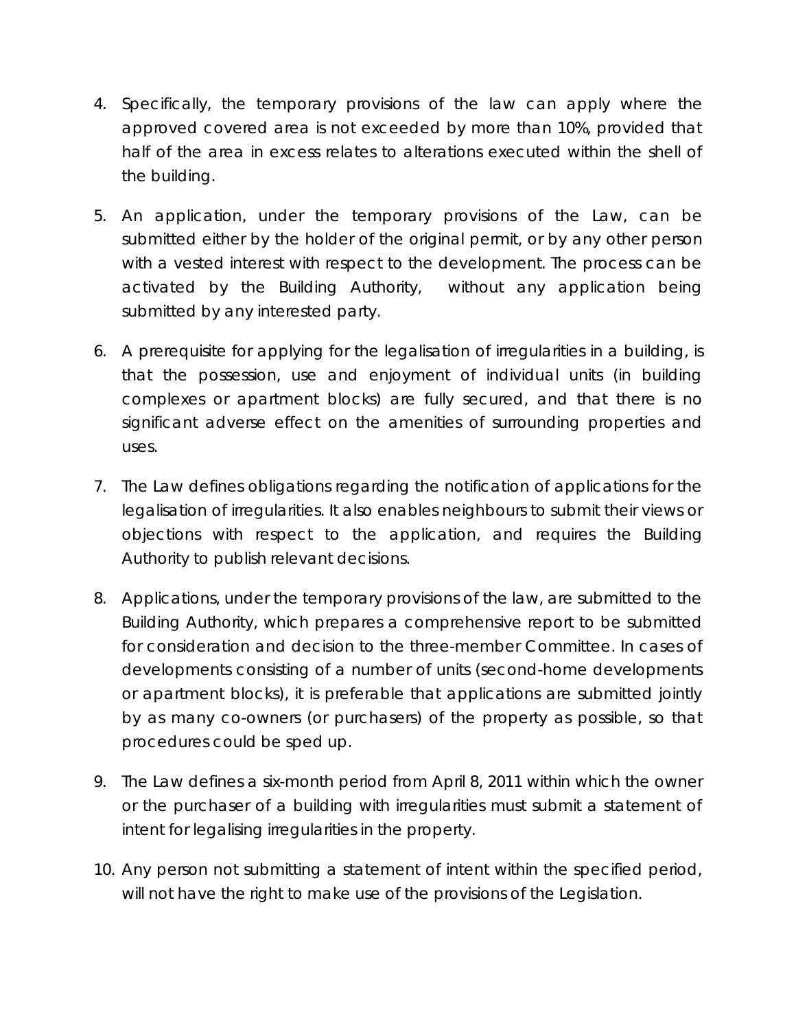4. Specifically, the temporary provisions of the law can apply where the approved covered area is not exceeded by more than 10%, provided that half of the area in excess relates to alterations executed within the shell of the building.

5. An application, under the temporary provisions of the Law, can be submitted either by the holder of the original permit, or by any other person with a vested interest with respect to the development. The process can be activated by the Building Authority, without any application being submitted by any interested party.

6. A prerequisite for applying for the legalisation of irregularities in a building, is that the possession, use and enjoyment of individual units (in building complexes or apartment blocks) are fully secured, and that there is no significant adverse effect on the amenities of surrounding properties and uses.

7. The Law defines obligations regarding the notification of applications for the legalisation of irregularities. It also enables neighbours to submit their views or objections with respect to the application, and requires the Building Authority to publish relevant decisions.

8. Applications, under the temporary provisions of the law, are submitted to the Building Authority, which prepares a comprehensive report to be submitted for consideration and decision to the three-member Committee. In cases of developments consisting of a number of units (second-home developments or apartment blocks), it is preferable that applications are submitted jointly by as many co-owners (or purchasers) of the property as possible, so that procedures could be sped up.

9. The Law defines a six-month period from April 8, 2011 within which the owner or the purchaser of a building with irregularities must submit a statement of intent for legalising irregularities in the property.

10. Any person not submitting a statement of intent within the specified period, will not have the right to make use of the provisions of the Legislation.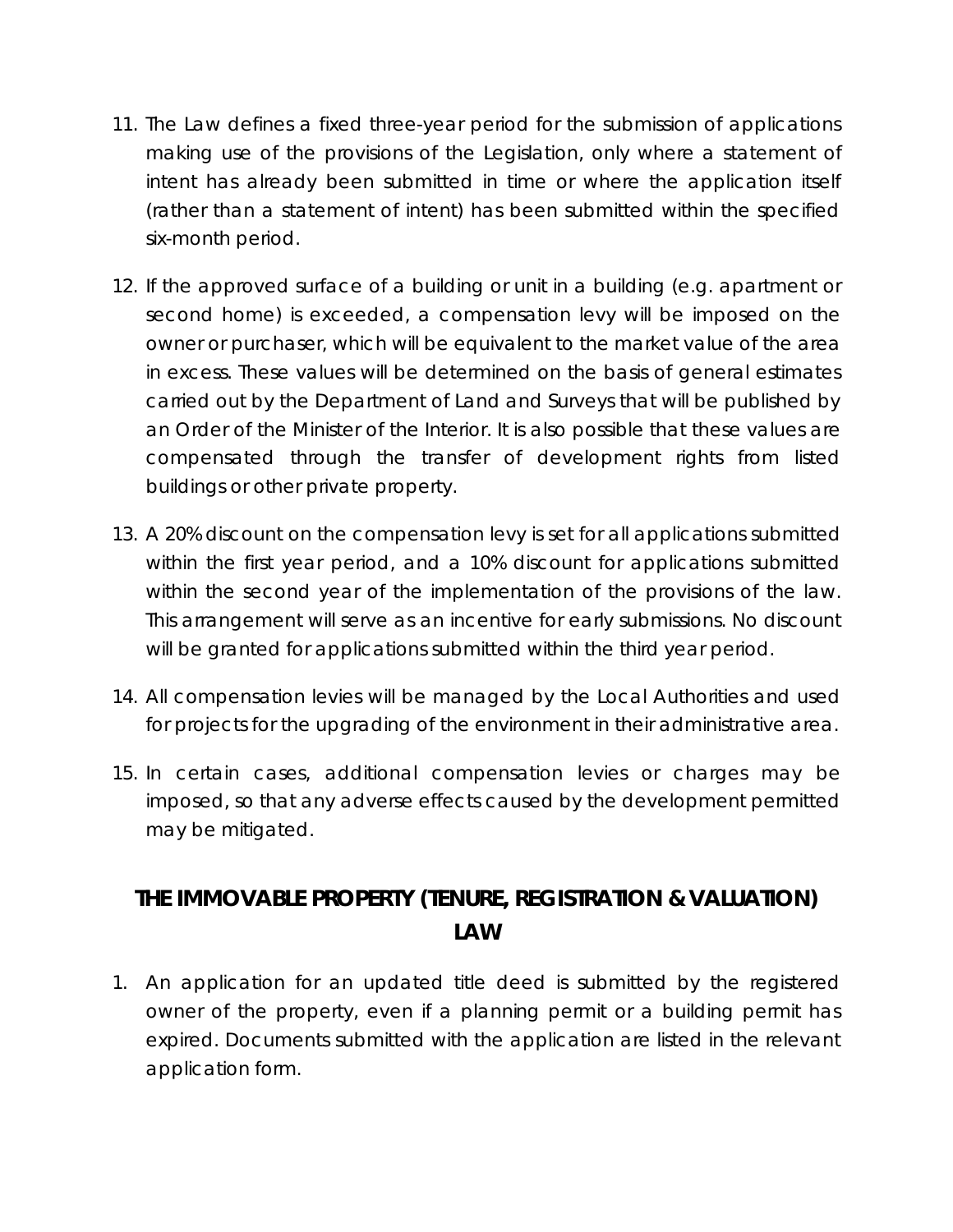11. The Law defines a fixed three-year period for the submission of applications making use of the provisions of the Legislation, only where a statement of intent has already been submitted in time or where the application itself (rather than a statement of intent) has been submitted within the specified six-month period.

12. If the approved surface of a building or unit in a building (e.g. apartment or second home) is exceeded, a compensation levy will be imposed on the owner or purchaser, which will be equivalent to the market value of the area in excess. These values will be determined on the basis of general estimates carried out by the Department of Land and Surveys that will be published by an Order of the Minister of the Interior. It is also possible that these values are compensated through the transfer of development rights from listed buildings or other private property.

13. A 20% discount on the compensation levy is set for all applications submitted within the first year period, and a 10% discount for applications submitted within the second year of the implementation of the provisions of the law. This arrangement will serve as an incentive for early submissions. No discount will be granted for applications submitted within the third year period.

14. All compensation levies will be managed by the Local Authorities and used for projects for the upgrading of the environment in their administrative area.

15. In certain cases, additional compensation levies or charges may be imposed, so that any adverse effects caused by the development permitted may be mitigated.

## THE IMMOVABLE PROPERTY (TENURE, REGISTRATION & VALUATION) LAW

1. An application for an updated title deed is submitted by the registered owner of the property, even if a planning permit or a building permit has expired. Documents submitted with the application are listed in the relevant application form.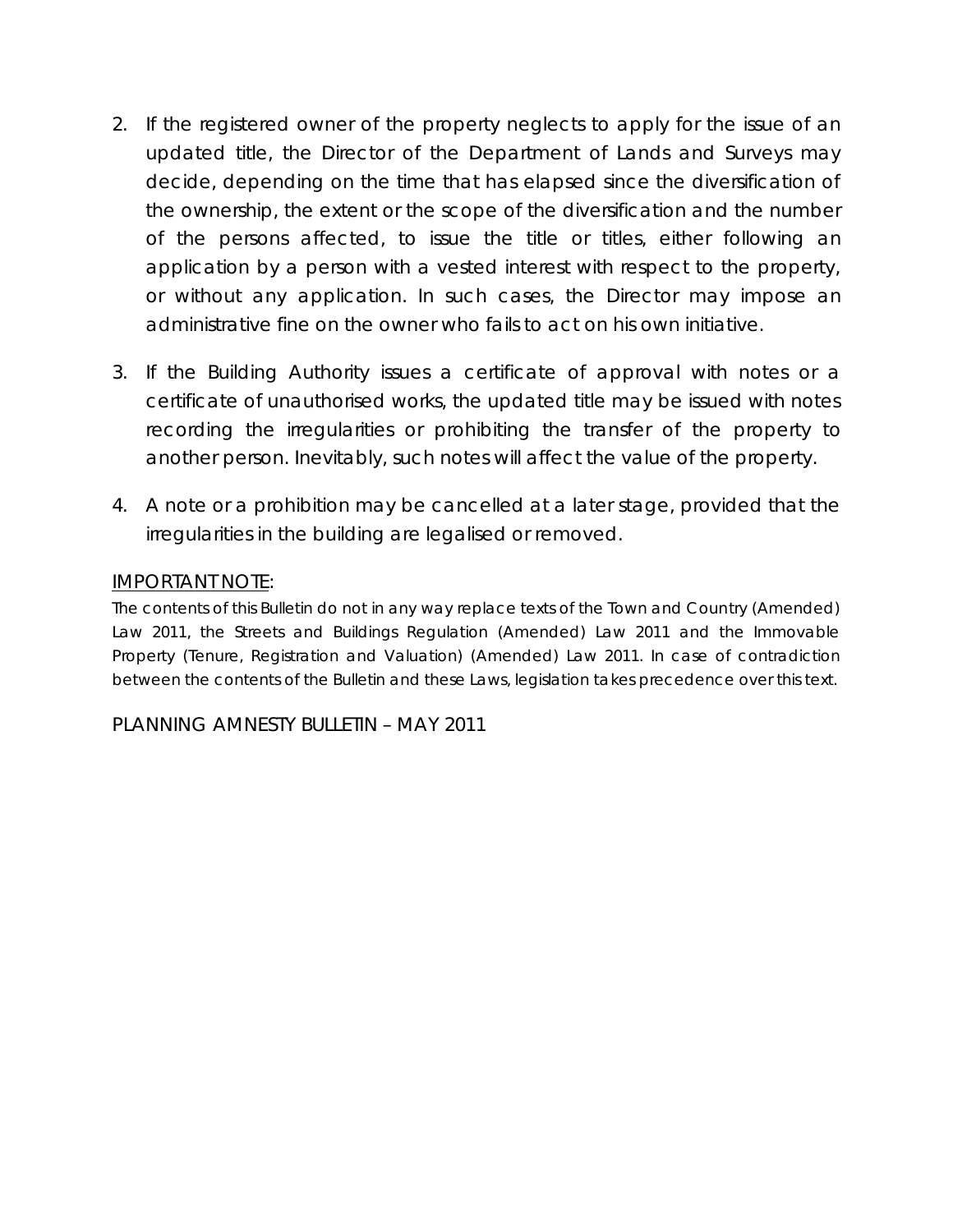2. If the registered owner of the property neglects to apply for the issue of an updated title, the Director of the Department of Lands and Surveys may decide, depending on the time that has elapsed since the diversification of the ownership, the extent or the scope of the diversification and the number of the persons affected, to issue the title or titles, either following an application by a person with a vested interest with respect to the property, or without any application. In such cases, the Director may impose an administrative fine on the owner who fails to act on his own initiative.

3. If the Building Authority issues a certificate of approval with notes or a certificate of unauthorised works, the updated title may be issued with notes recording the irregularities or prohibiting the transfer of the property to another person. Inevitably, such notes will affect the value of the property.

4. A note or a prohibition may be cancelled at a later stage, provided that the irregularities in the building are legalised or removed.

<u>IMPORTANT NOTE</u>:

The contents of this Bulletin do not in any way replace texts of the Town and Country (Amended) Law 2011, the Streets and Buildings Regulation (Amended) Law 2011 and the Immovable Property (Tenure, Registration and Valuation) (Amended) Law 2011. In case of contradiction between the contents of the Bulletin and these Laws, legislation takes precedence over this text.

PLANNING AMNESTY BULLETIN – MAY 2011